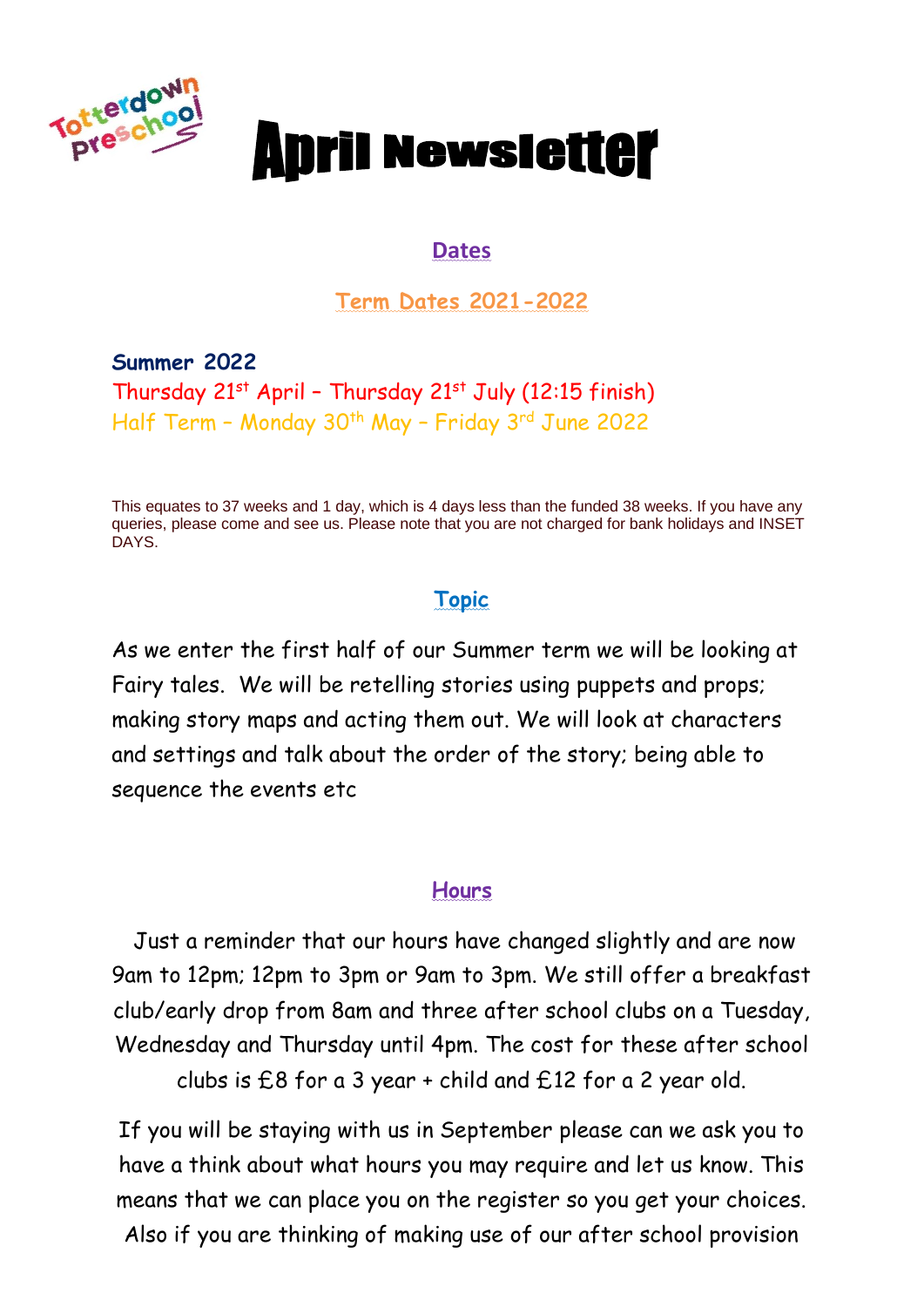Totterdown Preschool

# April Newsletter

## Dates

### Term Dates 2021-2022

**Summer 2022**

Thursday 21st April – Thursday 21st July (12:15 finish)

Half Term – Monday 30th May – Friday 3rd June 2022

This equates to 37 weeks and 1 day, which is 4 days less than the funded 38 weeks. If you have any queries, please come and see us. Please note that you are not charged for bank holidays and INSET DAYS.

## Topic

As we enter the first half of our Summer term we will be looking at Fairy tales. We will be retelling stories using puppets and props; making story maps and acting them out. We will look at characters and settings and talk about the order of the story; being able to sequence the events etc

## Hours

Just a reminder that our hours have changed slightly and are now 9am to 12pm; 12pm to 3pm or 9am to 3pm. We still offer a breakfast club/early drop from 8am and three after school clubs on a Tuesday, Wednesday and Thursday until 4pm. The cost for these after school clubs is £8 for a 3 year + child and £12 for a 2 year old.

If you will be staying with us in September please can we ask you to have a think about what hours you may require and let us know. This means that we can place you on the register so you get your choices. Also if you are thinking of making use of our after school provision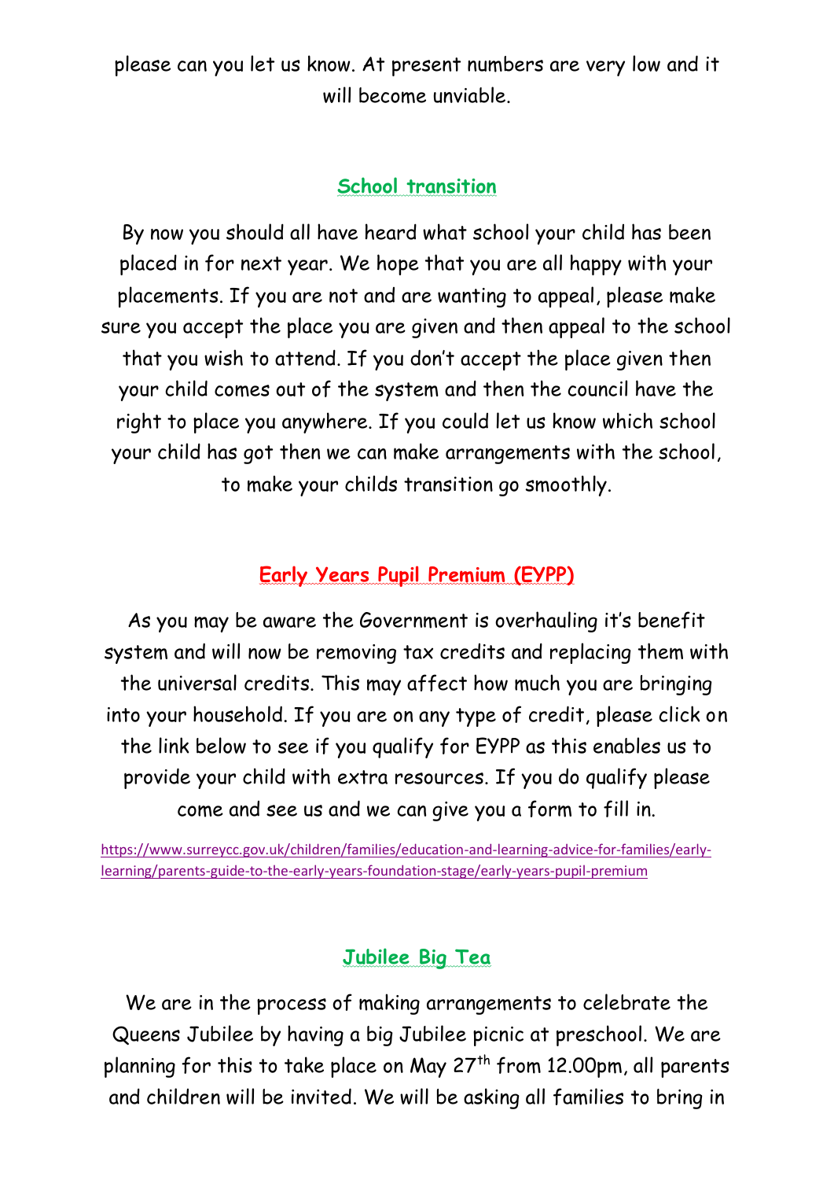please can you let us know. At present numbers are very low and it will become unviable.

## School transition

By now you should all have heard what school your child has been placed in for next year. We hope that you are all happy with your placements. If you are not and are wanting to appeal, please make sure you accept the place you are given and then appeal to the school that you wish to attend. If you don't accept the place given then your child comes out of the system and then the council have the right to place you anywhere. If you could let us know which school your child has got then we can make arrangements with the school, to make your childs transition go smoothly.

## Early Years Pupil Premium (EYPP)

As you may be aware the Government is overhauling it's benefit system and will now be removing tax credits and replacing them with the universal credits. This may affect how much you are bringing into your household. If you are on any type of credit, please click on the link below to see if you qualify for EYPP as this enables us to provide your child with extra resources. If you do qualify please come and see us and we can give you a form to fill in.

https://www.surreycc.gov.uk/children/families/education-and-learning-advice-for-families/early-learning/parents-guide-to-the-early-years-foundation-stage/early-years-pupil-premium

## Jubilee Big Tea

We are in the process of making arrangements to celebrate the Queens Jubilee by having a big Jubilee picnic at preschool. We are planning for this to take place on May 27th from 12.00pm, all parents and children will be invited. We will be asking all families to bring in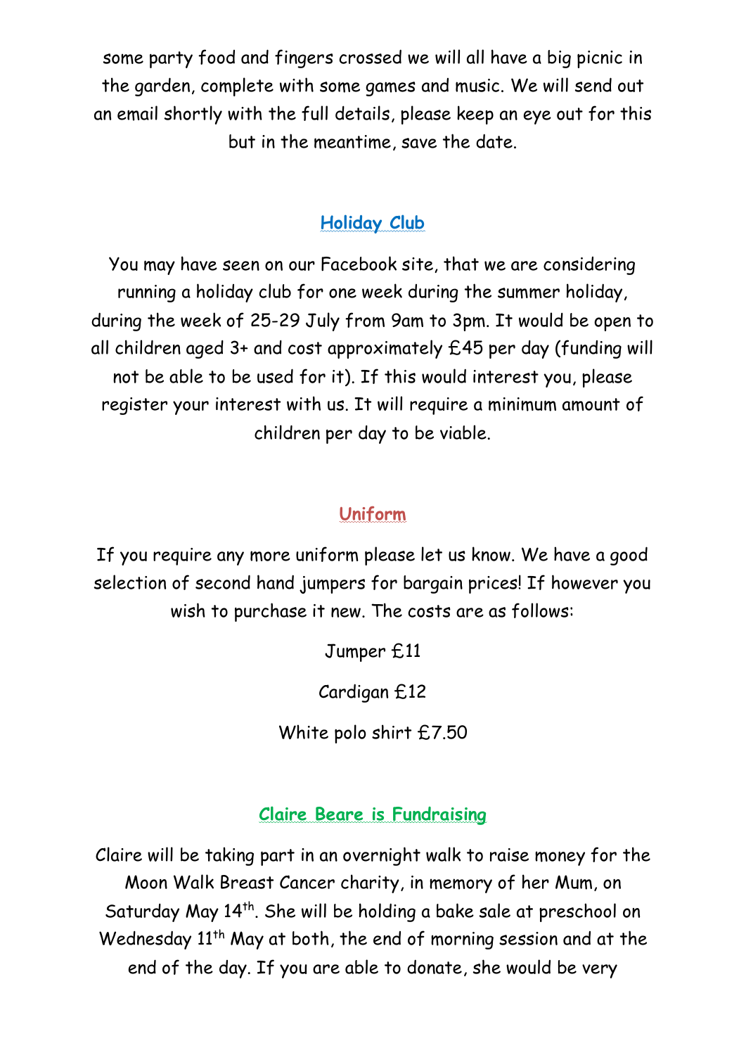some party food and fingers crossed we will all have a big picnic in the garden, complete with some games and music. We will send out an email shortly with the full details, please keep an eye out for this but in the meantime, save the date.

## Holiday Club

You may have seen on our Facebook site, that we are considering running a holiday club for one week during the summer holiday, during the week of 25-29 July from 9am to 3pm. It would be open to all children aged 3+ and cost approximately £45 per day (funding will not be able to be used for it). If this would interest you, please register your interest with us. It will require a minimum amount of children per day to be viable.

## Uniform

If you require any more uniform please let us know. We have a good selection of second hand jumpers for bargain prices! If however you wish to purchase it new. The costs are as follows:

Jumper £11

Cardigan £12

White polo shirt £7.50

## Claire Beare is Fundraising

Claire will be taking part in an overnight walk to raise money for the Moon Walk Breast Cancer charity, in memory of her Mum, on Saturday May 14th. She will be holding a bake sale at preschool on Wednesday 11th May at both, the end of morning session and at the end of the day. If you are able to donate, she would be very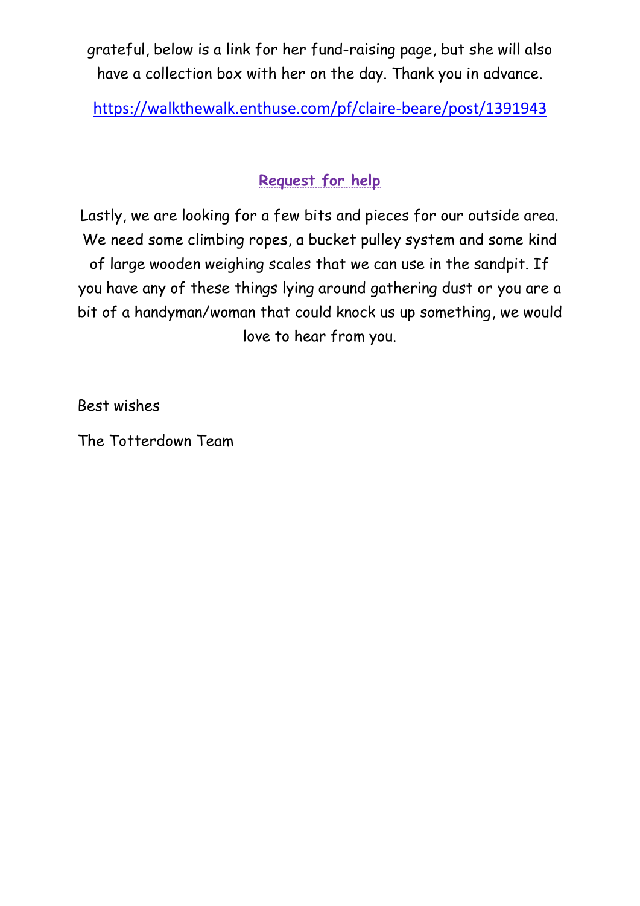grateful, below is a link for her fund-raising page, but she will also have a collection box with her on the day. Thank you in advance.

https://walkthewalk.enthuse.com/pf/claire-beare/post/1391943

## Request for help

Lastly, we are looking for a few bits and pieces for our outside area. We need some climbing ropes, a bucket pulley system and some kind of large wooden weighing scales that we can use in the sandpit. If you have any of these things lying around gathering dust or you are a bit of a handyman/woman that could knock us up something, we would love to hear from you.

Best wishes

The Totterdown Team